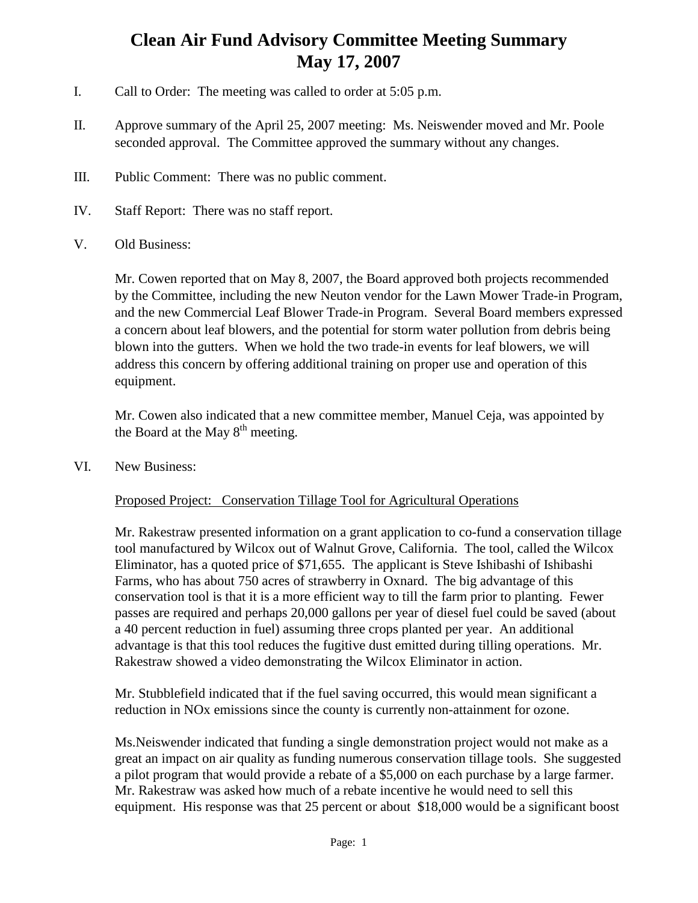# Clean Air Fund Advisory Committee Meeting Summary
# May 17, 2007

I. Call to Order: The meeting was called to order at 5:05 p.m.

II. Approve summary of the April 25, 2007 meeting: Ms. Neiswender moved and Mr. Poole seconded approval. The Committee approved the summary without any changes.

III. Public Comment: There was no public comment.

IV. Staff Report: There was no staff report.

V. Old Business:

Mr. Cowen reported that on May 8, 2007, the Board approved both projects recommended by the Committee, including the new Neuton vendor for the Lawn Mower Trade-in Program, and the new Commercial Leaf Blower Trade-in Program. Several Board members expressed a concern about leaf blowers, and the potential for storm water pollution from debris being blown into the gutters. When we hold the two trade-in events for leaf blowers, we will address this concern by offering additional training on proper use and operation of this equipment.

Mr. Cowen also indicated that a new committee member, Manuel Ceja, was appointed by the Board at the May 8th meeting.

VI. New Business:

<u>Proposed Project: Conservation Tillage Tool for Agricultural Operations</u>

Mr. Rakestraw presented information on a grant application to co-fund a conservation tillage tool manufactured by Wilcox out of Walnut Grove, California. The tool, called the Wilcox Eliminator, has a quoted price of $71,655. The applicant is Steve Ishibashi of Ishibashi Farms, who has about 750 acres of strawberry in Oxnard. The big advantage of this conservation tool is that it is a more efficient way to till the farm prior to planting. Fewer passes are required and perhaps 20,000 gallons per year of diesel fuel could be saved (about a 40 percent reduction in fuel) assuming three crops planted per year. An additional advantage is that this tool reduces the fugitive dust emitted during tilling operations. Mr. Rakestraw showed a video demonstrating the Wilcox Eliminator in action.

Mr. Stubblefield indicated that if the fuel saving occurred, this would mean significant a reduction in NOx emissions since the county is currently non-attainment for ozone.

Ms.Neiswender indicated that funding a single demonstration project would not make as a great an impact on air quality as funding numerous conservation tillage tools. She suggested a pilot program that would provide a rebate of a $5,000 on each purchase by a large farmer. Mr. Rakestraw was asked how much of a rebate incentive he would need to sell this equipment. His response was that 25 percent or about $18,000 would be a significant boost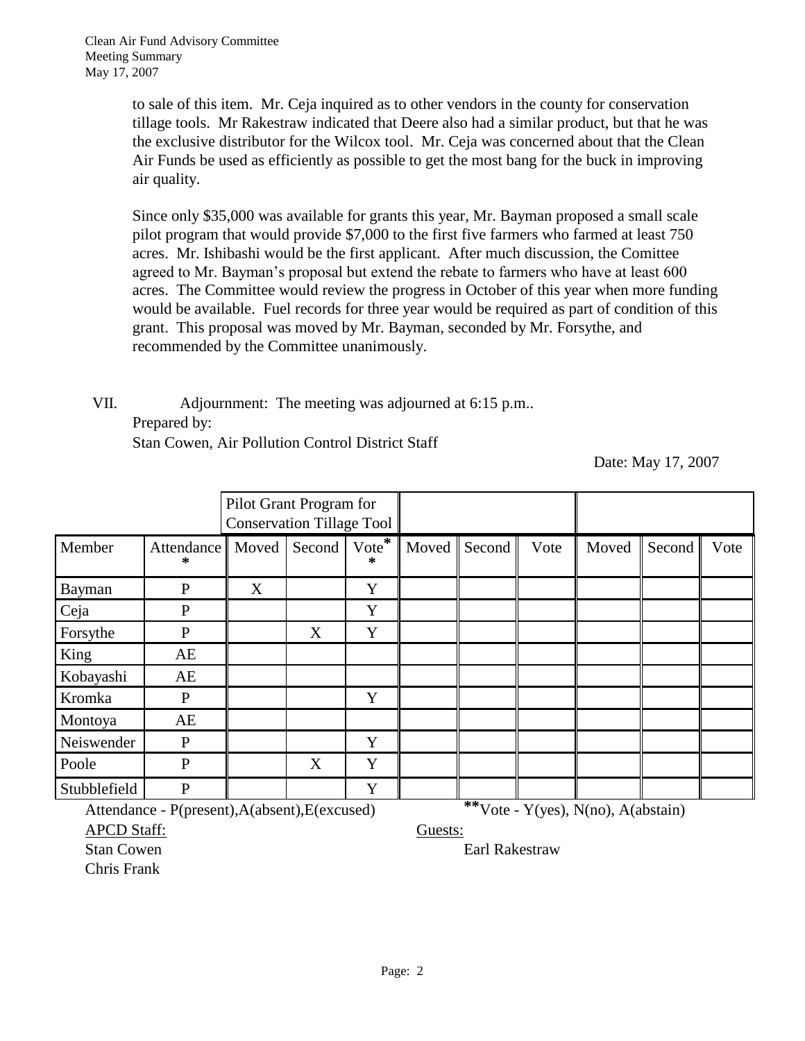to sale of this item. Mr. Ceja inquired as to other vendors in the county for conservation tillage tools. Mr Rakestraw indicated that Deere also had a similar product, but that he was the exclusive distributor for the Wilcox tool. Mr. Ceja was concerned about that the Clean Air Funds be used as efficiently as possible to get the most bang for the buck in improving air quality.

Since only $35,000 was available for grants this year, Mr. Bayman proposed a small scale pilot program that would provide $7,000 to the first five farmers who farmed at least 750 acres. Mr. Ishibashi would be the first applicant. After much discussion, the Comittee agreed to Mr. Bayman's proposal but extend the rebate to farmers who have at least 600 acres. The Committee would review the progress in October of this year when more funding would be available. Fuel records for three year would be required as part of condition of this grant. This proposal was moved by Mr. Bayman, seconded by Mr. Forsythe, and recommended by the Committee unanimously.

VII. Adjournment: The meeting was adjourned at 6:15 p.m..

Prepared by:
Stan Cowen, Air Pollution Control District Staff

Date: May 17, 2007

| | | Pilot Grant Program for Conservation Tillage Tool | | | | | | | | |
|---|---|---|---|---|---|---|---|---|---|---|
| Member | Attendance * | Moved | Second | Vote** | Moved | Second | Vote | Moved | Second | Vote |
| Bayman | P | X | | Y | | | | | | |
| Ceja | P | | | Y | | | | | | |
| Forsythe | P | | X | Y | | | | | | |
| King | AE | | | | | | | | | |
| Kobayashi | AE | | | | | | | | | |
| Kromka | P | | | Y | | | | | | |
| Montoya | AE | | | | | | | | | |
| Neiswender | P | | | Y | | | | | | |
| Poole | P | | X | Y | | | | | | |
| Stubblefield | P | | | Y | | | | | | |

Attendance - P(present),A(absent),E(excused)

**Vote - Y(yes), N(no), A(abstain)

APCD Staff:
Stan Cowen
Chris Frank

Guests:
Earl Rakestraw